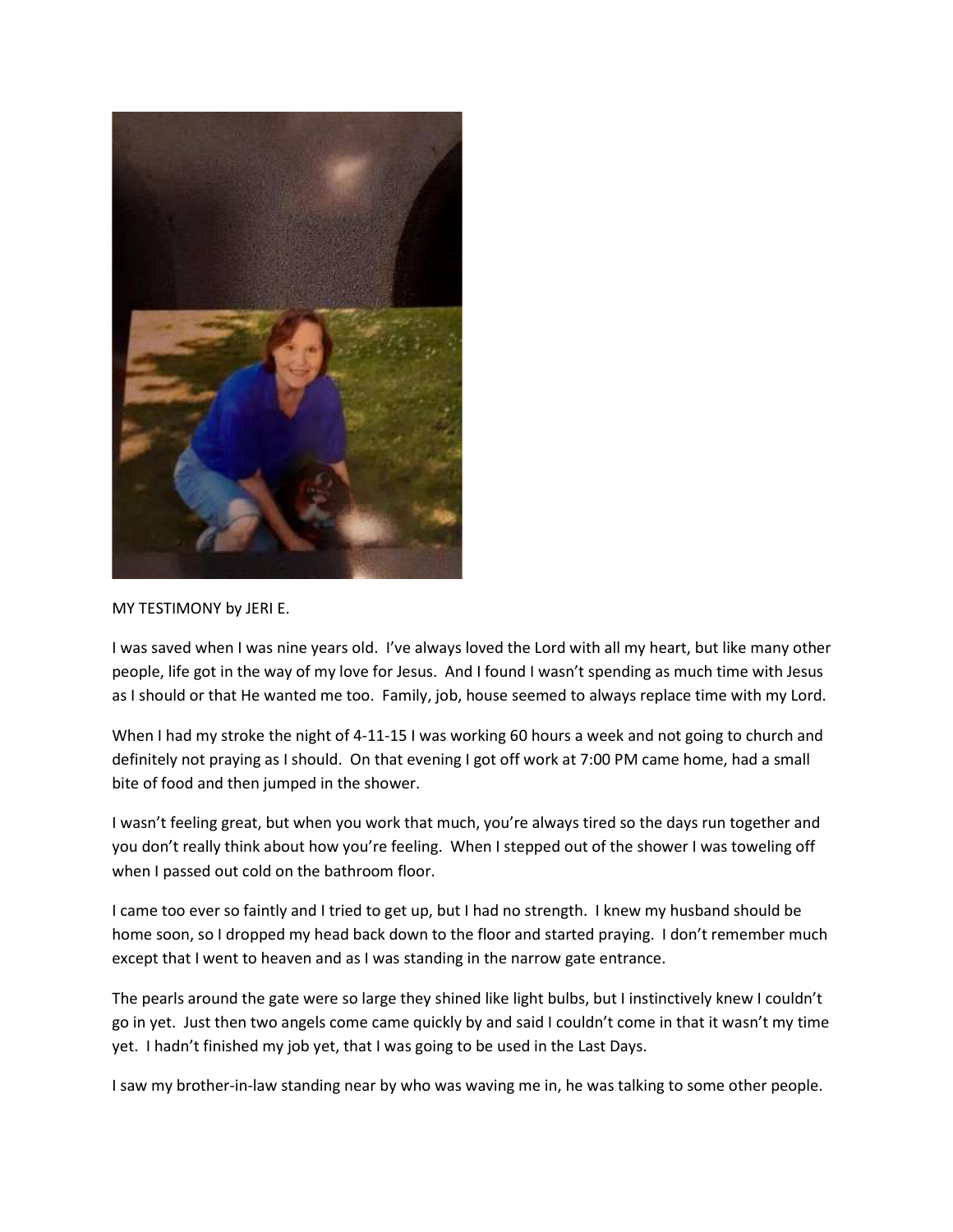MY TESTIMONY by JERI E.

I was saved when I was nine years old. I've always loved the Lord with all my heart, but like many other people, life got in the way of my love for Jesus. And I found I wasn't spending as much time with Jesus as I should or that He wanted me too. Family, job, house seemed to always replace time with my Lord.

When I had my stroke the night of 4-11-15 I was working 60 hours a week and not going to church and definitely not praying as I should. On that evening I got off work at 7:00 PM came home, had a small bite of food and then jumped in the shower.

I wasn't feeling great, but when you work that much, you're always tired so the days run together and you don't really think about how you're feeling. When I stepped out of the shower I was toweling off when I passed out cold on the bathroom floor.

I came too ever so faintly and I tried to get up, but I had no strength. I knew my husband should be home soon, so I dropped my head back down to the floor and started praying. I don't remember much except that I went to heaven and as I was standing in the narrow gate entrance.

The pearls around the gate were so large they shined like light bulbs, but I instinctively knew I couldn't go in yet. Just then two angels come came quickly by and said I couldn't come in that it wasn't my time yet. I hadn't finished my job yet, that I was going to be used in the Last Days.

I saw my brother-in-law standing near by who was waving me in, he was talking to some other people.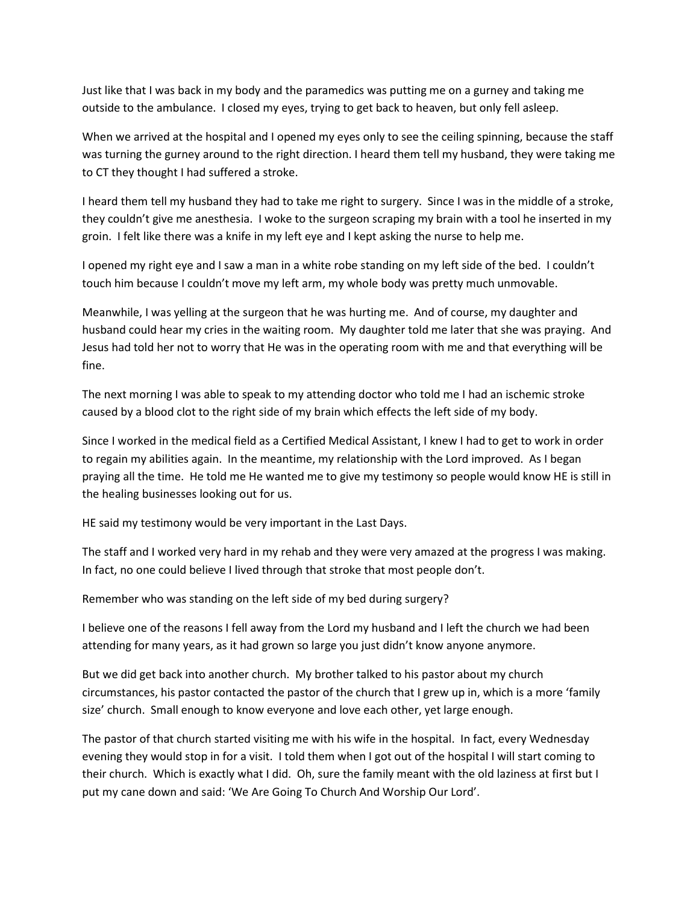Just like that I was back in my body and the paramedics was putting me on a gurney and taking me outside to the ambulance. I closed my eyes, trying to get back to heaven, but only fell asleep.

When we arrived at the hospital and I opened my eyes only to see the ceiling spinning, because the staff was turning the gurney around to the right direction. I heard them tell my husband, they were taking me to CT they thought I had suffered a stroke.

I heard them tell my husband they had to take me right to surgery. Since I was in the middle of a stroke, they couldn't give me anesthesia. I woke to the surgeon scraping my brain with a tool he inserted in my groin. I felt like there was a knife in my left eye and I kept asking the nurse to help me.

I opened my right eye and I saw a man in a white robe standing on my left side of the bed. I couldn't touch him because I couldn't move my left arm, my whole body was pretty much unmovable.

Meanwhile, I was yelling at the surgeon that he was hurting me. And of course, my daughter and husband could hear my cries in the waiting room. My daughter told me later that she was praying. And Jesus had told her not to worry that He was in the operating room with me and that everything will be fine.

The next morning I was able to speak to my attending doctor who told me I had an ischemic stroke caused by a blood clot to the right side of my brain which effects the left side of my body.

Since I worked in the medical field as a Certified Medical Assistant, I knew I had to get to work in order to regain my abilities again. In the meantime, my relationship with the Lord improved. As I began praying all the time. He told me He wanted me to give my testimony so people would know HE is still in the healing businesses looking out for us.

HE said my testimony would be very important in the Last Days.

The staff and I worked very hard in my rehab and they were very amazed at the progress I was making. In fact, no one could believe I lived through that stroke that most people don't.

Remember who was standing on the left side of my bed during surgery?

I believe one of the reasons I fell away from the Lord my husband and I left the church we had been attending for many years, as it had grown so large you just didn't know anyone anymore.

But we did get back into another church. My brother talked to his pastor about my church circumstances, his pastor contacted the pastor of the church that I grew up in, which is a more 'family size' church. Small enough to know everyone and love each other, yet large enough.

The pastor of that church started visiting me with his wife in the hospital. In fact, every Wednesday evening they would stop in for a visit. I told them when I got out of the hospital I will start coming to their church. Which is exactly what I did. Oh, sure the family meant with the old laziness at first but I put my cane down and said: 'We Are Going To Church And Worship Our Lord'.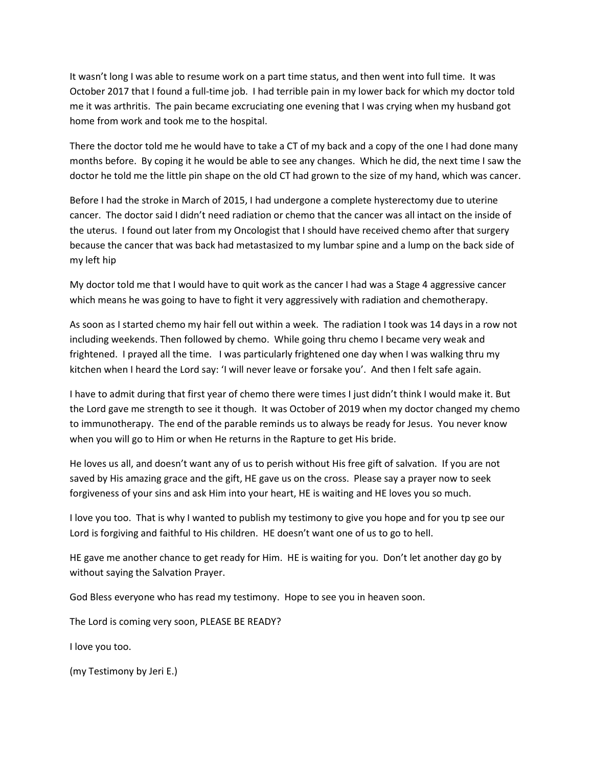It wasn't long I was able to resume work on a part time status, and then went into full time. It was October 2017 that I found a full-time job. I had terrible pain in my lower back for which my doctor told me it was arthritis. The pain became excruciating one evening that I was crying when my husband got home from work and took me to the hospital.

There the doctor told me he would have to take a CT of my back and a copy of the one I had done many months before. By coping it he would be able to see any changes. Which he did, the next time I saw the doctor he told me the little pin shape on the old CT had grown to the size of my hand, which was cancer.

Before I had the stroke in March of 2015, I had undergone a complete hysterectomy due to uterine cancer. The doctor said I didn't need radiation or chemo that the cancer was all intact on the inside of the uterus. I found out later from my Oncologist that I should have received chemo after that surgery because the cancer that was back had metastasized to my lumbar spine and a lump on the back side of my left hip

My doctor told me that I would have to quit work as the cancer I had was a Stage 4 aggressive cancer which means he was going to have to fight it very aggressively with radiation and chemotherapy.

As soon as I started chemo my hair fell out within a week. The radiation I took was 14 days in a row not including weekends. Then followed by chemo. While going thru chemo I became very weak and frightened. I prayed all the time. I was particularly frightened one day when I was walking thru my kitchen when I heard the Lord say: 'I will never leave or forsake you'. And then I felt safe again.

I have to admit during that first year of chemo there were times I just didn't think I would make it. But the Lord gave me strength to see it though. It was October of 2019 when my doctor changed my chemo to immunotherapy. The end of the parable reminds us to always be ready for Jesus. You never know when you will go to Him or when He returns in the Rapture to get His bride.

He loves us all, and doesn't want any of us to perish without His free gift of salvation. If you are not saved by His amazing grace and the gift, HE gave us on the cross. Please say a prayer now to seek forgiveness of your sins and ask Him into your heart, HE is waiting and HE loves you so much.

I love you too. That is why I wanted to publish my testimony to give you hope and for you tp see our Lord is forgiving and faithful to His children. HE doesn't want one of us to go to hell.

HE gave me another chance to get ready for Him. HE is waiting for you. Don't let another day go by without saying the Salvation Prayer.

God Bless everyone who has read my testimony. Hope to see you in heaven soon.

The Lord is coming very soon, PLEASE BE READY?

I love you too.

(my Testimony by Jeri E.)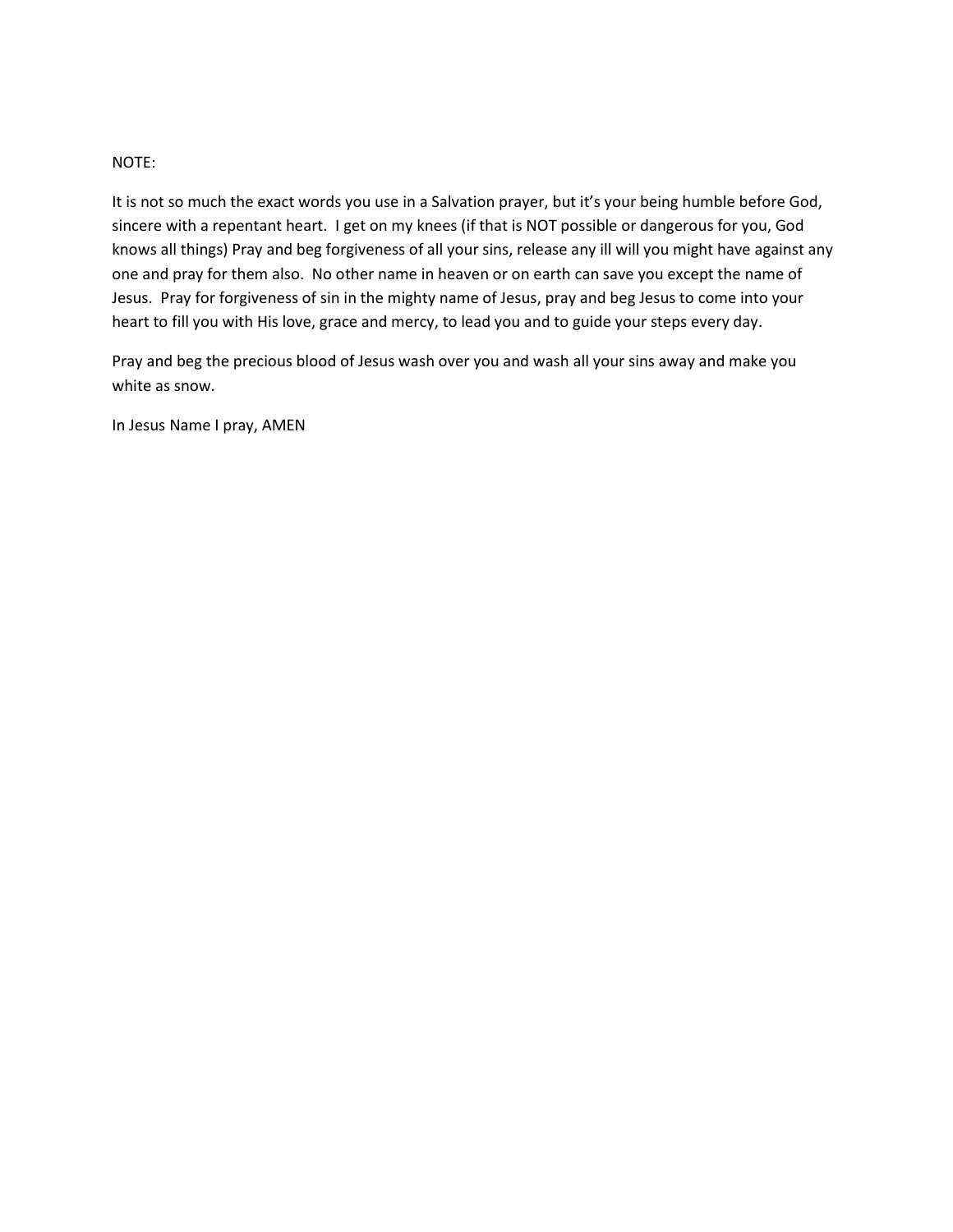NOTE:

It is not so much the exact words you use in a Salvation prayer, but it's your being humble before God, sincere with a repentant heart.  I get on my knees (if that is NOT possible or dangerous for you, God knows all things) Pray and beg forgiveness of all your sins, release any ill will you might have against any one and pray for them also.  No other name in heaven or on earth can save you except the name of Jesus.  Pray for forgiveness of sin in the mighty name of Jesus, pray and beg Jesus to come into your heart to fill you with His love, grace and mercy, to lead you and to guide your steps every day.

Pray and beg the precious blood of Jesus wash over you and wash all your sins away and make you white as snow.

In Jesus Name I pray, AMEN